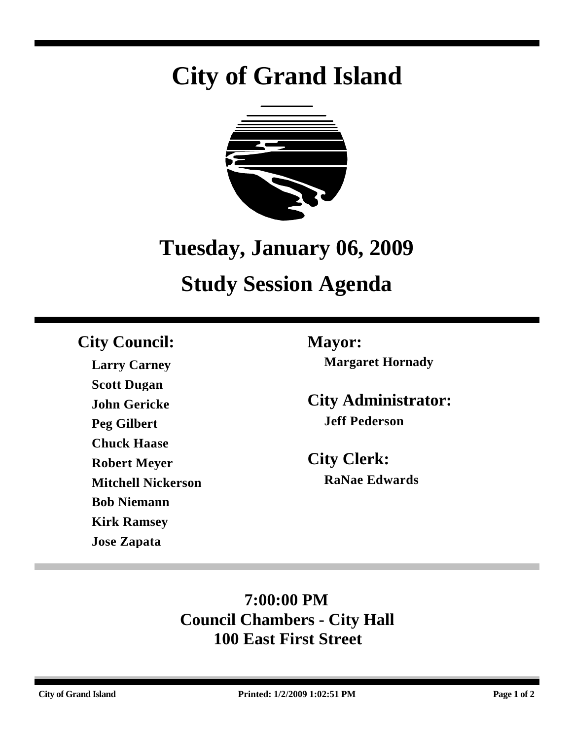# City of Grand Island

## Tuesday, January 06, 2009

## Study Session Agenda

### City Council:

**Larry Carney**
**Scott Dugan**
**John Gericke**
**Peg Gilbert**
**Chuck Haase**
**Robert Meyer**
**Mitchell Nickerson**
**Bob Niemann**
**Kirk Ramsey**
**Jose Zapata**

### Mayor:

**Margaret Hornady**

### City Administrator:

**Jeff Pederson**

### City Clerk:

**RaNae Edwards**

**7:00:00 PM**
**Council Chambers - City Hall**
**100 East First Street**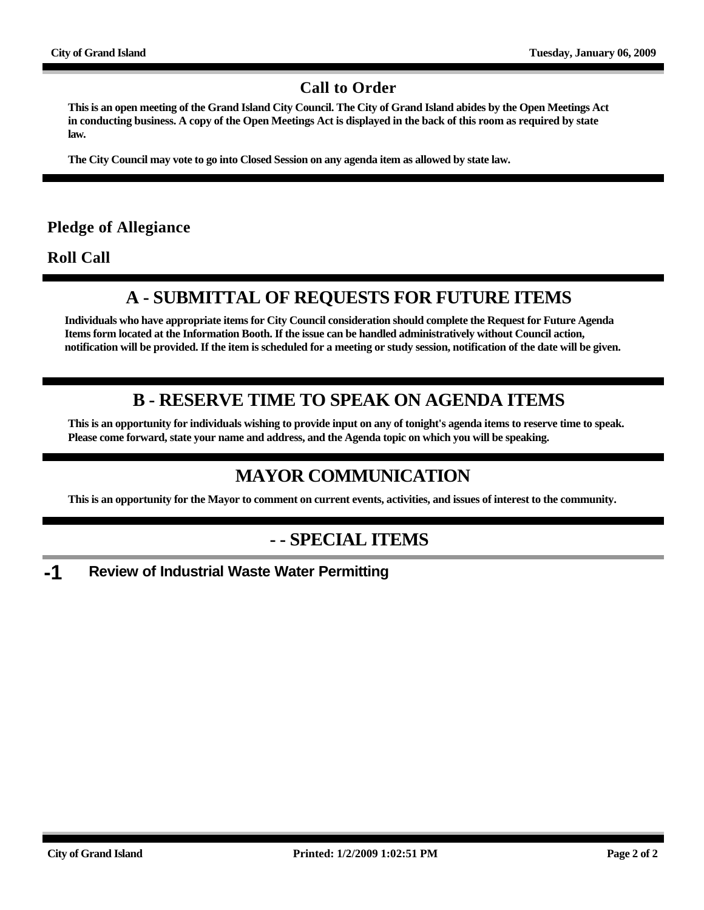## Call to Order

**This is an open meeting of the Grand Island City Council. The City of Grand Island abides by the Open Meetings Act in conducting business. A copy of the Open Meetings Act is displayed in the back of this room as required by state law.**

**The City Council may vote to go into Closed Session on any agenda item as allowed by state law.**

### Pledge of Allegiance

### Roll Call

# A - SUBMITTAL OF REQUESTS FOR FUTURE ITEMS

**Individuals who have appropriate items for City Council consideration should complete the Request for Future Agenda Items form located at the Information Booth. If the issue can be handled administratively without Council action, notification will be provided. If the item is scheduled for a meeting or study session, notification of the date will be given.**

# B - RESERVE TIME TO SPEAK ON AGENDA ITEMS

**This is an opportunity for individuals wishing to provide input on any of tonight's agenda items to reserve time to speak. Please come forward, state your name and address, and the Agenda topic on which you will be speaking.**

# MAYOR COMMUNICATION

**This is an opportunity for the Mayor to comment on current events, activities, and issues of interest to the community.**

# - - SPECIAL ITEMS

**-1** **Review of Industrial Waste Water Permitting**